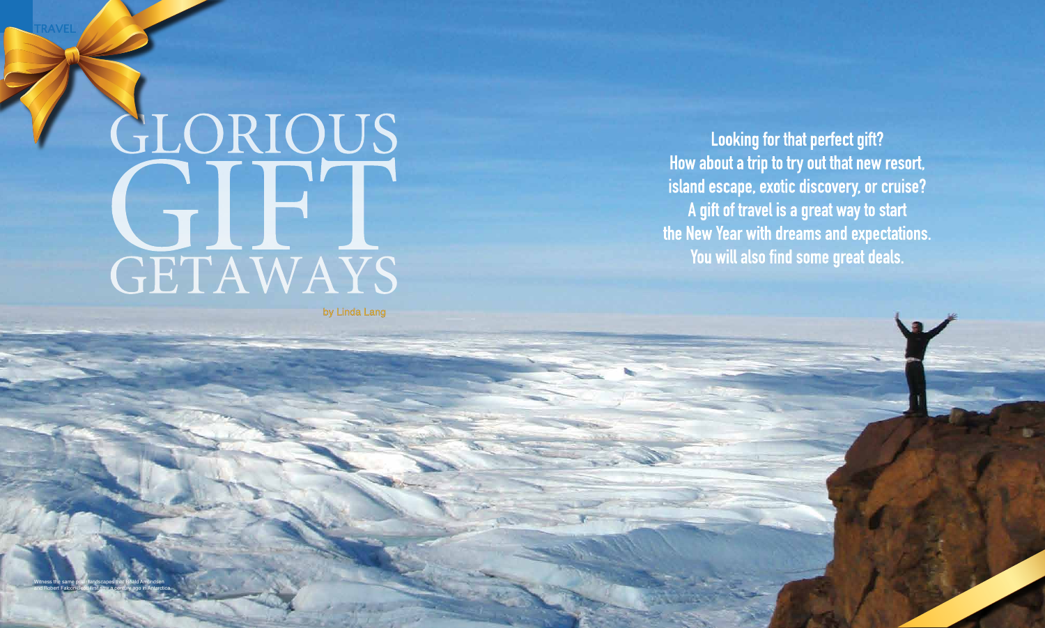TRAVEL

# GLORIOUS GIFT GETAWAYS

by Linda Lang

**Looking for that perfect gift? How about a trip to try out that new resort, island escape, exotic discovery, or cruise? A gift of travel is a great way to start the New Year with dreams and expectations. You will also find some great deals.**

Witness the same polar landscapes that Roald Amundsen and Robert Falcon Scott first saw a century ago in Antarctica.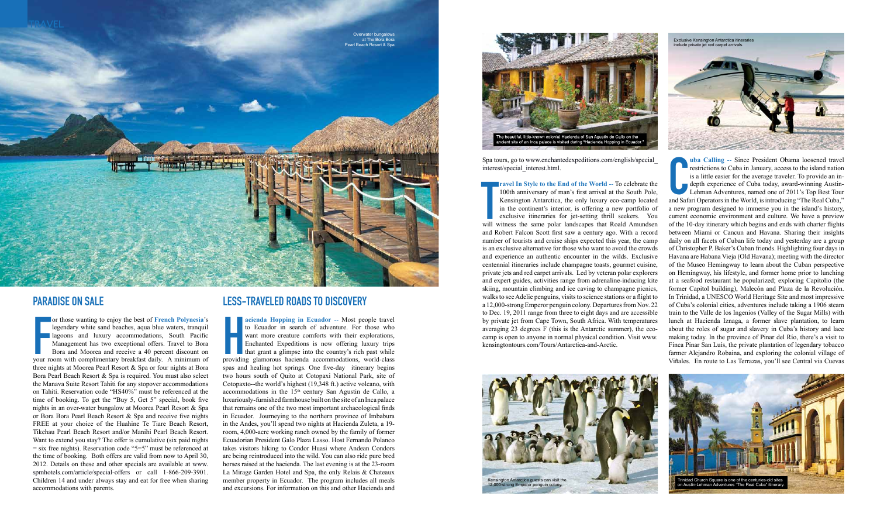Overwater bungalows at The Bora Bora Pearl Beach Resort & Spa

## PARADISE ON SALE

For those wanting to enjoy the best of **French Polynesia**'s legendary white sand beaches, aqua blue waters, tranquil lagoons and luxury accommodations, South Pacific Management has two exceptional offers. Travel to Bora Bora and Moorea and receive a 40 percent discount on your room with complimentary breakfast daily. A minimum of three nights at Moorea Pearl Resort & Spa or four nights at Bora Bora Pearl Beach Resort & Spa is required. You must also select the Manava Suite Resort Tahiti for any stopover accommodations on Tahiti. Reservation code "HS40%" must be referenced at the time of booking. To get the "Buy 5, Get 5" special, book five nights in an over-water bungalow at Moorea Pearl Resort & Spa or Bora Bora Pearl Beach Resort & Spa and receive five nights FREE at your choice of the Huahine Te Tiare Beach Resort, Tikehau Pearl Beach Resort and/or Manihi Pearl Beach Resort. Want to extend you stay? The offer is cumulative (six paid nights = six free nights). Reservation code "5=5" must be referenced at the time of booking. Both offers are valid from now to April 30, 2012. Details on these and other specials are available at www.spmhotels.com/article/special-offers or call 1-866-209-3901. Children 14 and under always stay and eat for free when sharing accommodations with parents.

## LESS-TRAVELED ROADS TO DISCOVERY

**Hacienda Hopping in Ecuador** -- Most people travel to Ecuador in search of adventure. For those who want more creature comforts with their explorations, Enchanted Expeditions is now offering luxury trips that grant a glimpse into the country's rich past while providing glamorous hacienda accommodations, world-class spas and healing hot springs. One five-day itinerary begins two hours south of Quito at Cotopaxi National Park, site of Cotopaxto--the world's highest (19,348 ft.) active volcano, with accommodations in the 15th century San Agustin de Callo, a luxuriously-furnished farmhouse built on the site of an Inca palace that remains one of the two most important archaeological finds in Ecuador. Journeying to the northern province of Imbabura in the Andes, you'll spend two nights at Hacienda Zuleta, a 19-room, 4,000-acre working ranch owned by the family of former Ecuadorian President Galo Plaza Lasso. Host Fernando Polanco takes visitors hiking to Condor Huasi where Andean Condors are being reintroduced into the wild. You can also ride pure bred horses raised at the hacienda. The last evening is at the 23-room La Mirage Garden Hotel and Spa, the only Relais & Chateaux member property in Ecuador. The program includes all meals and excursions. For information on this and other Hacienda and Spa tours, go to www.enchantedexpeditions.com/english/special_interest/special_interest.html.

The beautiful, little-known colonial Hacienda of San Agustin de Callo on the ancient site of an Inca palace is visited during "Hacienda Hopping in Ecuador."

**Travel In Style to the End of the World** -- To celebrate the 100th anniversary of man's first arrival at the South Pole, Kensington Antarctica, the only luxury eco-camp located in the continent's interior, is offering a new portfolio of exclusive itineraries for jet-setting thrill seekers. You will witness the same polar landscapes that Roald Amundsen and Robert Falcon Scott first saw a century ago. With a record number of tourists and cruise ships expected this year, the camp is an exclusive alternative for those who want to avoid the crowds and experience an authentic encounter in the wilds. Exclusive centennial itineraries include champagne toasts, gourmet cuisine, private jets and red carpet arrivals. Led by veteran polar explorers and expert guides, activities range from adrenaline-inducing kite skiing, mountain climbing and ice caving to champagne picnics, walks to see Adelie penguins, visits to science stations or a flight to a 12,000-strong Emperor penguin colony. Departures from Nov. 22 to Dec. 19, 2011 range from three to eight days and are accessible by private jet from Cape Town, South Africa. With temperatures averaging 23 degrees F (this is the Antarctic summer), the eco-camp is open to anyone in normal physical condition. Visit www.kensingtontours.com/Tours/Antarctica-and-Arctic.

Kensington Antarctica guests can visit the 12,000-strong Emperor penguin colony.

Exclusive Kensington Antarctica itineraries include private jet red carpet arrivals.

**Cuba Calling** -- Since President Obama loosened travel restrictions to Cuba in January, access to the island nation is a little easier for the average traveler. To provide an in-depth experience of Cuba today, award-winning Austin-Lehman Adventures, named one of 2011's Top Best Tour and Safari Operators in the World, is introducing "The Real Cuba," a new program designed to immerse you in the island's history, current economic environment and culture. We have a preview of the 10-day itinerary which begins and ends with charter flights between Miami or Cancun and Havana. Sharing their insights daily on all facets of Cuban life today and yesterday are a group of Christopher P. Baker's Cuban friends. Highlighting four days in Havana are Habana Vieja (Old Havana); meeting with the director of the Museo Hemingway to learn about the Cuban perspective on Hemingway, his lifestyle, and former home prior to lunching at a seafood restaurant he popularized; exploring Capitolio (the former Capitol building), Malecón and Plaza de la Revolución. In Trinidad, a UNESCO World Heritage Site and most impressive of Cuba's colonial cities, adventures include taking a 1906 steam train to the Valle de los Ingenios (Valley of the Sugar Mills) with lunch at Hacienda Iznaga, a former slave plantation, to learn about the roles of sugar and slavery in Cuba's history and lace making today. In the province of Pinar del Río, there's a visit to Finca Pinar San Luis, the private plantation of legendary tobacco farmer Alejandro Robaina, and exploring the colonial village of Viñales. En route to Las Terrazas, you'll see Central via Cuevas

Trinidad Church Square is one of the centuries-old sites on Austin-Lehman Adventures "The Real Cuba" itinerary.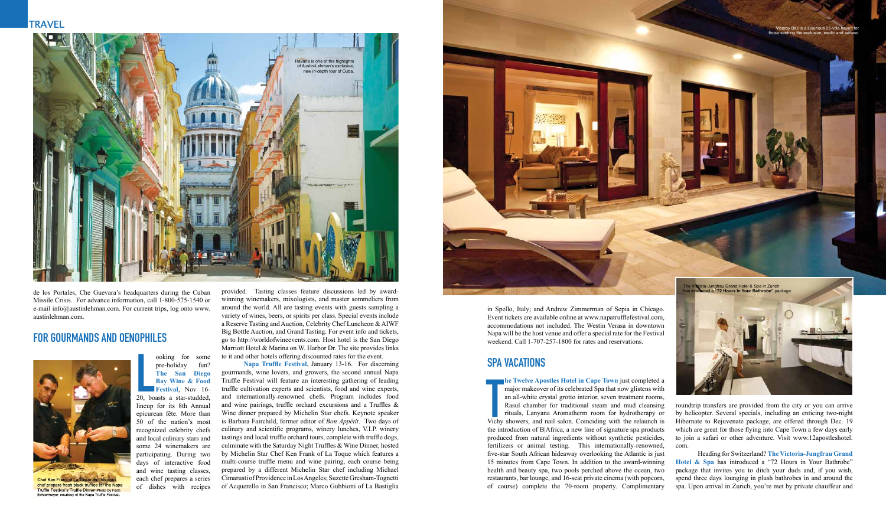Havana is one of the highlights of Austin-Lehman's exclusive, new in-depth tour of Cuba.

de los Portales, Che Guevara's headquarters during the Cuban Missile Crisis. For advance information, call 1-800-575-1540 or e-mail info@austinlehman.com. For current trips, log onto www.austinlehman.com.

## FOR GOURMANDS AND OENOPHILES

Chef Ken Frank of La Toque and his sous chef prepare fresh black truffles for the Napa Truffle Festival's Truffle Dinner. Photo by Faith Echtermeyer, courtesy of the Napa Truffle Festival.

Looking for some pre-holiday fun? **The San Diego Bay Wine & Food Festival**, Nov 16-20, boasts a star-studded, lineup for its 8th Annual epicurean fête. More than 50 of the nation's most recognized celebrity chefs and local culinary stars and some 24 winemakers are participating. During two days of interactive food and wine tasting classes, each chef prepares a series of dishes with recipes provided. Tasting classes feature discussions led by award-winning winemakers, mixologists, and master sommeliers from around the world. All are tasting events with guests sampling a variety of wines, beers, or spirits per class. Special events include a Reserve Tasting and Auction, Celebrity Chef Luncheon & AIWF Big Bottle Auction, and Grand Tasting. For event info and tickets, go to http://worldofwineevents.com. Host hotel is the San Diego Marriott Hotel & Marina on W. Harbor Dr. The site provides links to it and other hotels offering discounted rates for the event.

**Napa Truffle Festival**, January 13-16. For discerning gourmands, wine lovers, and growers, the second annual Napa Truffle Festival will feature an interesting gathering of leading truffle cultivation experts and scientists, food and wine experts, and internationally-renowned chefs. Program includes food and wine pairings, truffle orchard excursions and a Truffles & Wine dinner prepared by Michelin Star chefs. Keynote speaker is Barbara Fairchild, former editor of *Bon Appétit*. Two days of culinary and scientific programs, winery lunches, V.I.P. winery tastings and local truffle orchard tours, complete with truffle dogs, culminate with the Saturday Night Truffles & Wine Dinner, hosted by Michelin Star Chef Ken Frank of La Toque which features a multi-course truffle menu and wine pairing, each course being prepared by a different Michelin Star chef including Michael Cimarusti of Providence in Los Angeles; Suzette Gresham-Tognetti of Acquerello in San Francisco; Marco Gubbiotti of La Bastiglia in Spello, Italy; and Andrew Zimmerman of Sepia in Chicago. Event tickets are available online at www.napatrufflefestival.com, accommodations not included. The Westin Verasa in downtown Napa will be the host venue and offer a special rate for the Festival weekend. Call 1-707-257-1800 for rates and reservations.

Viceroy Bali is a luxurious 25-villa haven for those seeking the exclusive, exotic and serene.

## SPA VACATIONS

**The Twelve Apostles Hotel in Cape Town** just completed a major makeover of its celebrated Spa that now glistens with an all-white crystal grotto interior, seven treatment rooms, Rasul chamber for traditional steam and mud cleansing rituals, Lanyana Aromatherm room for hydrotherapy or Vichy showers, and nail salon. Coinciding with the relaunch is the introduction of B|Africa, a new line of signature spa products produced from natural ingredients without synthetic pesticides, fertilizers or animal testing. This internationally-renowned, five-star South African hideaway overlooking the Atlantic is just 15 minutes from Cape Town. In addition to the award-winning health and beauty spa, two pools perched above the ocean, two restaurants, bar lounge, and 16-seat private cinema (with popcorn, of course) complete the 70-room property. Complimentary roundtrip transfers are provided from the city or you can arrive by helicopter. Several specials, including an enticing two-night Hibernate to Rejuvenate package, are offered through Dec. 19 which are great for those flying into Cape Town a few days early to join a safari or other adventure. Visit www.12apostleshotel.com.

The Victoria-Jungfrau Grand Hotel & Spa in Zurich has introduced a "72 Hours in Your Bathrobe" package.

Heading for Switzerland? **The Victoria-Jungfrau Grand Hotel & Spa** has introduced a "72 Hours in Your Bathrobe" package that invites you to ditch your duds and, if you wish, spend three days lounging in plush bathrobes in and around the spa. Upon arrival in Zurich, you're met by private chauffeur and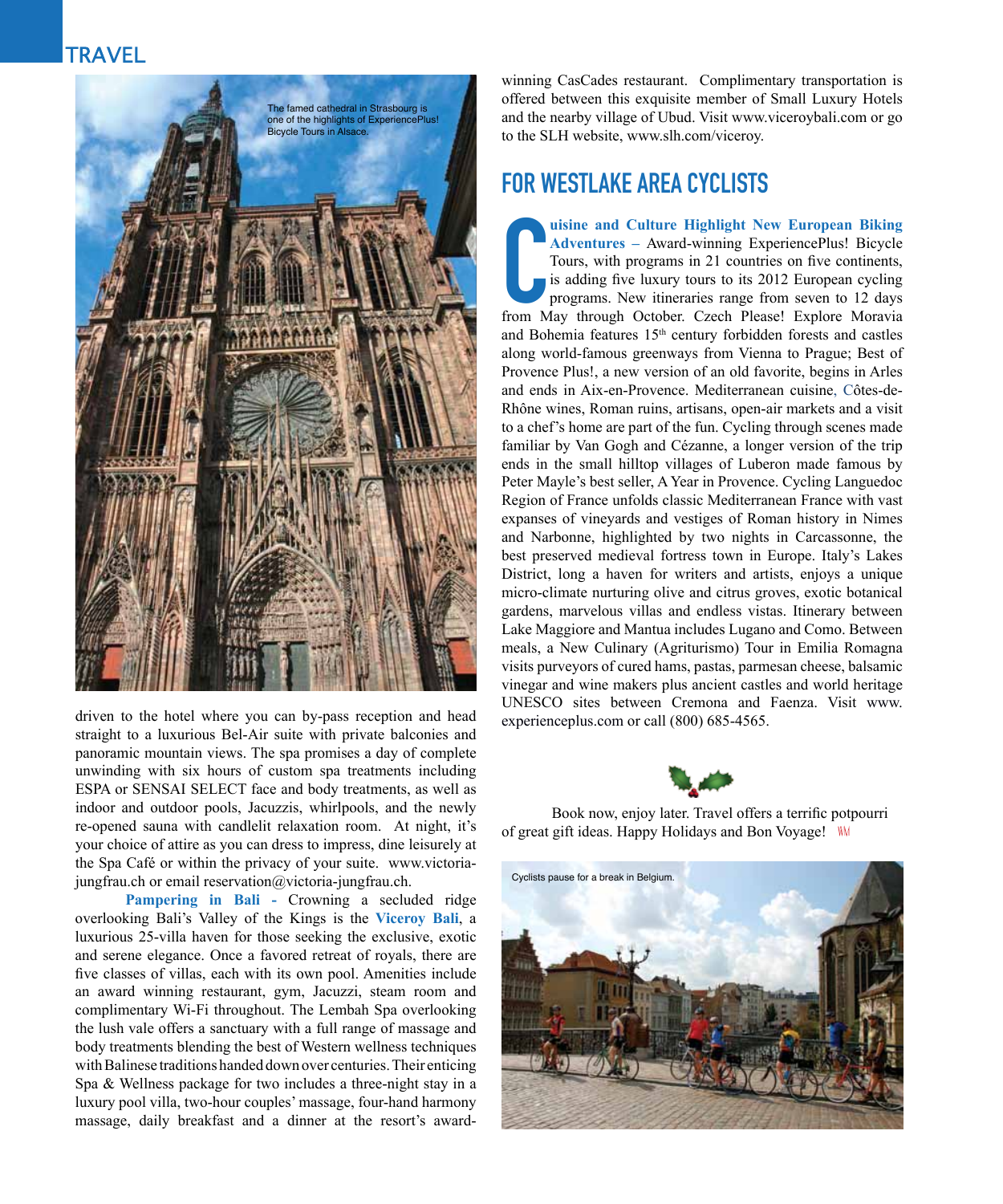The famed cathedral in Strasbourg is one of the highlights of ExperiencePlus! Bicycle Tours in Alsace.

driven to the hotel where you can by-pass reception and head straight to a luxurious Bel-Air suite with private balconies and panoramic mountain views. The spa promises a day of complete unwinding with six hours of custom spa treatments including ESPA or SENSAI SELECT face and body treatments, as well as indoor and outdoor pools, Jacuzzis, whirlpools, and the newly re-opened sauna with candlelit relaxation room. At night, it's your choice of attire as you can dress to impress, dine leisurely at the Spa Café or within the privacy of your suite. www.victoria-jungfrau.ch or email reservation@victoria-jungfrau.ch.

**Pampering in Bali -** Crowning a secluded ridge overlooking Bali's Valley of the Kings is the **Viceroy Bali**, a luxurious 25-villa haven for those seeking the exclusive, exotic and serene elegance. Once a favored retreat of royals, there are five classes of villas, each with its own pool. Amenities include an award winning restaurant, gym, Jacuzzi, steam room and complimentary Wi-Fi throughout. The Lembah Spa overlooking the lush vale offers a sanctuary with a full range of massage and body treatments blending the best of Western wellness techniques with Balinese traditions handed down over centuries. Their enticing Spa & Wellness package for two includes a three-night stay in a luxury pool villa, two-hour couples' massage, four-hand harmony massage, daily breakfast and a dinner at the resort's award-winning CasCades restaurant. Complimentary transportation is offered between this exquisite member of Small Luxury Hotels and the nearby village of Ubud. Visit www.viceroybali.com or go to the SLH website, www.slh.com/viceroy.

## FOR WESTLAKE AREA CYCLISTS

**Cuisine and Culture Highlight New European Biking Adventures –** Award-winning ExperiencePlus! Bicycle Tours, with programs in 21 countries on five continents, is adding five luxury tours to its 2012 European cycling programs. New itineraries range from seven to 12 days from May through October. Czech Please! Explore Moravia and Bohemia features 15th century forbidden forests and castles along world-famous greenways from Vienna to Prague; Best of Provence Plus!, a new version of an old favorite, begins in Arles and ends in Aix-en-Provence. Mediterranean cuisine, Côtes-de-Rhône wines, Roman ruins, artisans, open-air markets and a visit to a chef's home are part of the fun. Cycling through scenes made familiar by Van Gogh and Cézanne, a longer version of the trip ends in the small hilltop villages of Luberon made famous by Peter Mayle's best seller, A Year in Provence. Cycling Languedoc Region of France unfolds classic Mediterranean France with vast expanses of vineyards and vestiges of Roman history in Nimes and Narbonne, highlighted by two nights in Carcassonne, the best preserved medieval fortress town in Europe. Italy's Lakes District, long a haven for writers and artists, enjoys a unique micro-climate nurturing olive and citrus groves, exotic botanical gardens, marvelous villas and endless vistas. Itinerary between Lake Maggiore and Mantua includes Lugano and Como. Between meals, a New Culinary (Agriturismo) Tour in Emilia Romagna visits purveyors of cured hams, pastas, parmesan cheese, balsamic vinegar and wine makers plus ancient castles and world heritage UNESCO sites between Cremona and Faenza. Visit www.experienceplus.com or call (800) 685-4565.

Book now, enjoy later. Travel offers a terrific potpourri of great gift ideas. Happy Holidays and Bon Voyage! WM

Cyclists pause for a break in Belgium.